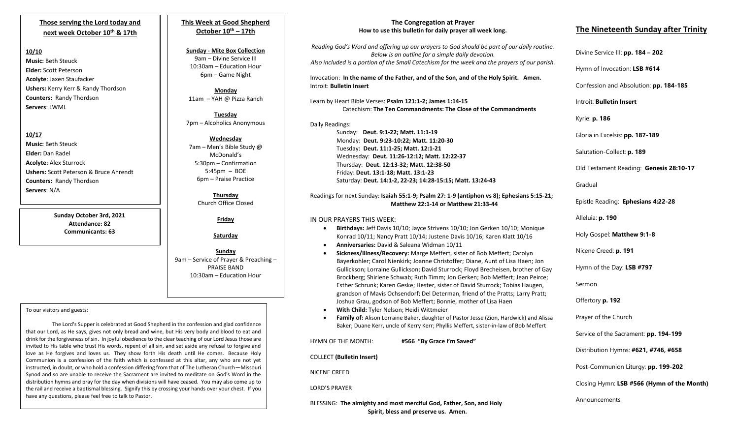## Those serving the Lord today and next week October 10th & 17th

**10/10**

**Music:** Beth Steuck
**Elder:** Scott Peterson
**Acolyte**: Jaxen Staufacker
**Ushers:** Kerry Kerr & Randy Thordson
**Counters:** Randy Thordson
**Servers**: LWML

**10/17**

**Music:** Beth Steuck
**Elder:** Dan Radel
**Acolyte**: Alex Sturrock
**Ushers:** Scott Peterson & Bruce Ahrendt
**Counters:** Randy Thordson
**Servers**: N/A

**Sunday October 3rd, 2021**
**Attendance: 82**
**Communicants: 63**

## This Week at Good Shepherd October 10th – 17th

**Sunday - Mite Box Collection**
9am – Divine Service III
10:30am – Education Hour
6pm – Game Night

**Monday**
11am – YAH @ Pizza Ranch

**Tuesday**
7pm – Alcoholics Anonymous

**Wednesday**
7am – Men's Bible Study @ McDonald's
5:30pm – Confirmation
5:45pm – BOE
6pm – Praise Practice

**Thursday**
Church Office Closed

**Friday**

**Saturday**

**Sunday**
9am – Service of Prayer & Preaching – PRAISE BAND
10:30am – Education Hour

To our visitors and guests:

The Lord's Supper is celebrated at Good Shepherd in the confession and glad confidence that our Lord, as He says, gives not only bread and wine, but His very body and blood to eat and drink for the forgiveness of sin. In joyful obedience to the clear teaching of our Lord Jesus those are invited to His table who trust His words, repent of all sin, and set aside any refusal to forgive and love as He forgives and loves us. They show forth His death until He comes. Because Holy Communion is a confession of the faith which is confessed at this altar, any who are not yet instructed, in doubt, or who hold a confession differing from that of The Lutheran Church—Missouri Synod and so are unable to receive the Sacrament are invited to meditate on God's Word in the distribution hymns and pray for the day when divisions will have ceased. You may also come up to the rail and receive a baptismal blessing. Signify this by crossing your hands over your chest. If you have any questions, please feel free to talk to Pastor.

## The Congregation at Prayer
**How to use this bulletin for daily prayer all week long.**

*Reading God's Word and offering up our prayers to God should be part of our daily routine. Below is an outline for a simple daily devotion. Also included is a portion of the Small Catechism for the week and the prayers of our parish.*

Invocation: **In the name of the Father, and of the Son, and of the Holy Spirit. Amen.**
Introit: **Bulletin Insert**

Learn by Heart Bible Verses: **Psalm 121:1-2; James 1:14-15**
Catechism: **The Ten Commandments: The Close of the Commandments**

Daily Readings:
Sunday: **Deut. 9:1-22; Matt. 11:1-19**
Monday: **Deut. 9:23-10:22; Matt. 11:20-30**
Tuesday: **Deut. 11:1-25; Matt. 12:1-21**
Wednesday: **Deut. 11:26-12:12; Matt. 12:22-37**
Thursday: **Deut. 12:13-32; Matt. 12:38-50**
Friday: **Deut. 13:1-18; Matt. 13:1-23**
Saturday: **Deut. 14:1-2, 22-23; 14:28-15:15; Matt. 13:24-43**

Readings for next Sunday: **Isaiah 55:1-9; Psalm 27: 1-9 (antiphon vs 8); Ephesians 5:15-21; Matthew 22:1-14 or Matthew 21:33-44**

IN OUR PRAYERS THIS WEEK:

- **Birthdays:** Jeff Davis 10/10; Jayce Strivens 10/10; Jon Gerken 10/10; Monique Konrad 10/11; Nancy Pratt 10/14; Justene Davis 10/16; Karen Klatt 10/16
- **Anniversaries:** David & Saleana Widman 10/11
- **Sickness/Illness/Recovery:** Marge Meffert, sister of Bob Meffert; Carolyn Bayerkohler; Carol Nienkirk; Joanne Christoffer; Diane, Aunt of Lisa Haen; Jon Gullickson; Lorraine Gullickson; David Sturrock; Floyd Brecheisen, brother of Gay Brockberg; Shirlene Schwab; Ruth Timm; Jon Gerken; Bob Meffert; Jean Peirce; Esther Schrunk; Karen Geske; Hester, sister of David Sturrock; Tobias Haugen, grandson of Mavis Ochsendorf; Del Determan, friend of the Pratts; Larry Pratt; Joshua Grau, godson of Bob Meffert; Bonnie, mother of Lisa Haen
- **With Child:** Tyler Nelson; Heidi Wittmeier
- **Family of:** Alison Lorraine Baker, daughter of Pastor Jesse (Zion, Hardwick) and Alissa Baker; Duane Kerr, uncle of Kerry Kerr; Phyllis Meffert, sister-in-law of Bob Meffert

HYMN OF THE MONTH: **#566 "By Grace I'm Saved"**

COLLECT **(Bulletin Insert)**

NICENE CREED

LORD'S PRAYER

BLESSING: **The almighty and most merciful God, Father, Son, and Holy Spirit, bless and preserve us. Amen.**

## The Nineteenth Sunday after Trinity

Divine Service III: **pp. 184 – 202**

Hymn of Invocation: **LSB #614**

Confession and Absolution: **pp. 184-185**

Introit: **Bulletin Insert**

Kyrie: **p. 186**

Gloria in Excelsis: **pp. 187-189**

Salutation-Collect: **p. 189**

Old Testament Reading: **Genesis 28:10-17**

Gradual

Epistle Reading: **Ephesians 4:22-28**

Alleluia: **p. 190**

Holy Gospel: **Matthew 9:1-8**

Nicene Creed: **p. 191**

Hymn of the Day: **LSB #797**

Sermon

Offertory **p. 192**

Prayer of the Church

Service of the Sacrament: **pp. 194-199**

Distribution Hymns: **#621, #746, #658**

Post-Communion Liturgy: **pp. 199-202**

Closing Hymn: **LSB #566 (Hymn of the Month)**

Announcements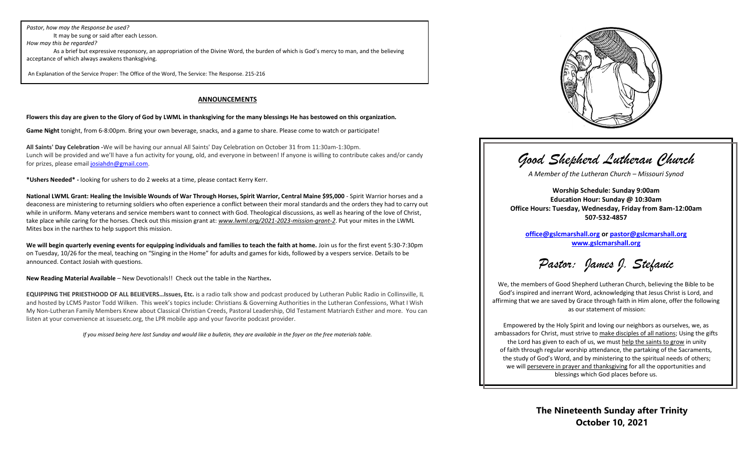*Pastor, how may the Response be used?*

It may be sung or said after each Lesson.

*How may this be regarded?*

As a brief but expressive responsory, an appropriation of the Divine Word, the burden of which is God's mercy to man, and the believing acceptance of which always awakens thanksgiving.

An Explanation of the Service Proper: The Office of the Word, The Service: The Response. 215-216

## ANNOUNCEMENTS

**Flowers this day are given to the Glory of God by LWML in thanksgiving for the many blessings He has bestowed on this organization.**

**Game Night** tonight, from 6-8:00pm. Bring your own beverage, snacks, and a game to share. Please come to watch or participate!

**All Saints' Day Celebration -**We will be having our annual All Saints' Day Celebration on October 31 from 11:30am-1:30pm. Lunch will be provided and we'll have a fun activity for young, old, and everyone in between! If anyone is willing to contribute cakes and/or candy for prizes, please email josiahdn@gmail.com.

**\*Ushers Needed\* -** looking for ushers to do 2 weeks at a time, please contact Kerry Kerr.

**National LWML Grant: Healing the Invisible Wounds of War Through Horses, Spirit Warrior, Central Maine $95,000** - Spirit Warrior horses and a deaconess are ministering to returning soldiers who often experience a conflict between their moral standards and the orders they had to carry out while in uniform. Many veterans and service members want to connect with God. Theological discussions, as well as hearing of the love of Christ, take place while caring for the horses. Check out this mission grant at: *www.lwml.org/2021-2023-mission-grant-2*. Put your mites in the LWML Mites box in the narthex to help support this mission.

**We will begin quarterly evening events for equipping individuals and families to teach the faith at home.** Join us for the first event 5:30-7:30pm on Tuesday, 10/26 for the meal, teaching on "Singing in the Home" for adults and games for kids, followed by a vespers service. Details to be announced. Contact Josiah with questions.

**New Reading Material Available** – New Devotionals!! Check out the table in the Narthex**.**

**EQUIPPING THE PRIESTHOOD OF ALL BELIEVERS…Issues, Etc.** is a radio talk show and podcast produced by Lutheran Public Radio in Collinsville, IL and hosted by LCMS Pastor Todd Wilken. This week's topics include: Christians & Governing Authorities in the Lutheran Confessions, What I Wish My Non-Lutheran Family Members Knew about Classical Christian Creeds, Pastoral Leadership, Old Testament Matriarch Esther and more. You can listen at your convenience at issuesetc.org, the LPR mobile app and your favorite podcast provider.

*If you missed being here last Sunday and would like a bulletin, they are available in the foyer on the free materials table.*

# *Good Shepherd Lutheran Church*

*A Member of the Lutheran Church – Missouri Synod*

**Worship Schedule: Sunday 9:00am**
**Education Hour: Sunday @ 10:30am**
**Office Hours: Tuesday, Wednesday, Friday from 8am-12:00am**
**507-532-4857**

**office@gslcmarshall.org or pastor@gslcmarshall.org**
**www.gslcmarshall.org**

## *Pastor: James J. Stefanic*

We, the members of Good Shepherd Lutheran Church, believing the Bible to be God's inspired and inerrant Word, acknowledging that Jesus Christ is Lord, and affirming that we are saved by Grace through faith in Him alone, offer the following as our statement of mission:

Empowered by the Holy Spirit and loving our neighbors as ourselves, we, as ambassadors for Christ, must strive to make disciples of all nations; Using the gifts the Lord has given to each of us, we must help the saints to grow in unity of faith through regular worship attendance, the partaking of the Sacraments, the study of God's Word, and by ministering to the spiritual needs of others; we will persevere in prayer and thanksgiving for all the opportunities and blessings which God places before us.

**The Nineteenth Sunday after Trinity**
**October 10, 2021**